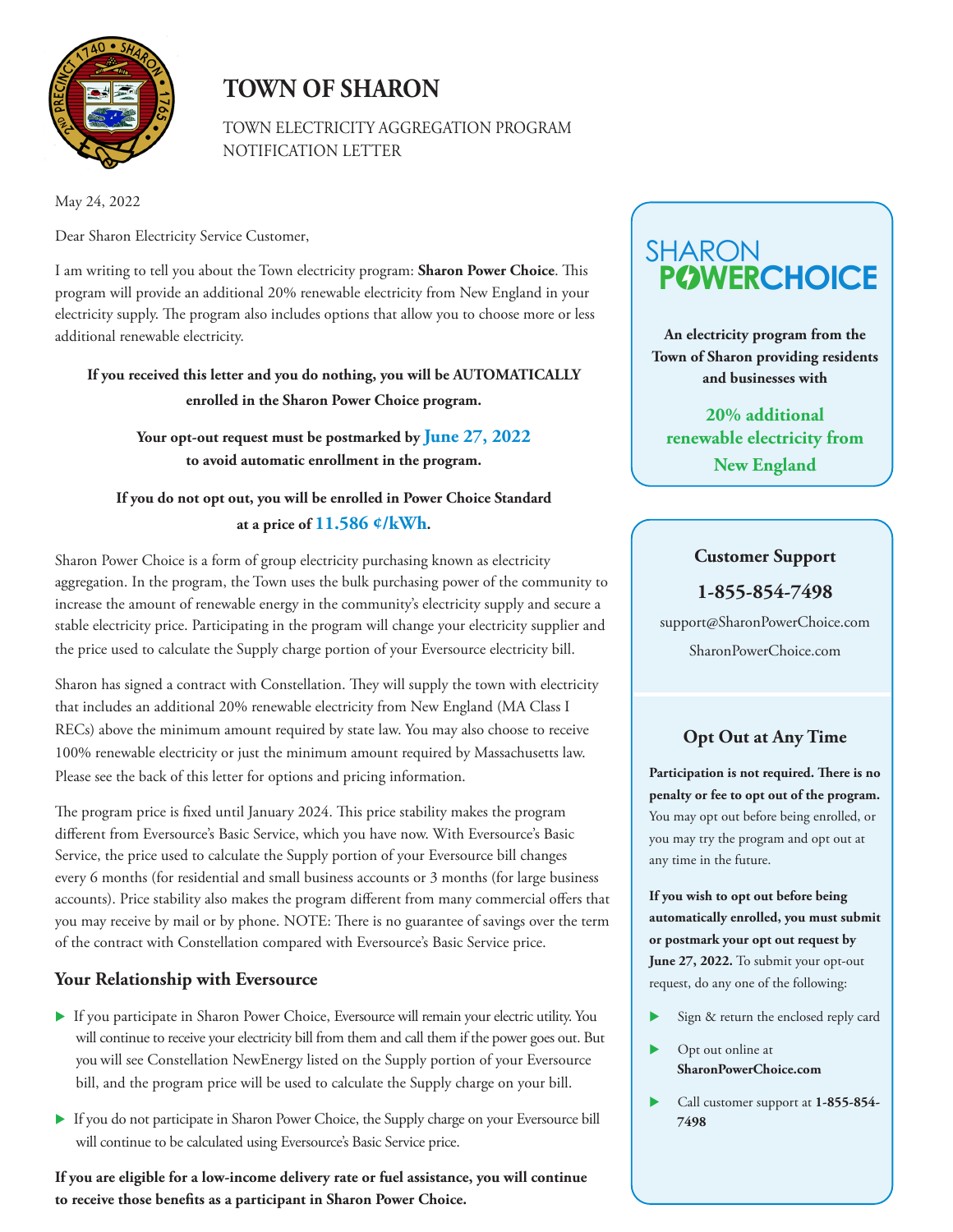# TOWN OF SHARON

TOWN ELECTRICITY AGGREGATION PROGRAM
NOTIFICATION LETTER

May 24, 2022

Dear Sharon Electricity Service Customer,

I am writing to tell you about the Town electricity program: **Sharon Power Choice**. This program will provide an additional 20% renewable electricity from New England in your electricity supply. The program also includes options that allow you to choose more or less additional renewable electricity.

**If you received this letter and you do nothing, you will be AUTOMATICALLY enrolled in the Sharon Power Choice program.**

**Your opt-out request must be postmarked by June 27, 2022 to avoid automatic enrollment in the program.**

**If you do not opt out, you will be enrolled in Power Choice Standard at a price of 11.586 ¢/kWh.**

Sharon Power Choice is a form of group electricity purchasing known as electricity aggregation. In the program, the Town uses the bulk purchasing power of the community to increase the amount of renewable energy in the community's electricity supply and secure a stable electricity price. Participating in the program will change your electricity supplier and the price used to calculate the Supply charge portion of your Eversource electricity bill.

Sharon has signed a contract with Constellation. They will supply the town with electricity that includes an additional 20% renewable electricity from New England (MA Class I RECs) above the minimum amount required by state law. You may also choose to receive 100% renewable electricity or just the minimum amount required by Massachusetts law. Please see the back of this letter for options and pricing information.

The program price is fixed until January 2024. This price stability makes the program different from Eversource's Basic Service, which you have now. With Eversource's Basic Service, the price used to calculate the Supply portion of your Eversource bill changes every 6 months (for residential and small business accounts or 3 months (for large business accounts). Price stability also makes the program different from many commercial offers that you may receive by mail or by phone. NOTE: There is no guarantee of savings over the term of the contract with Constellation compared with Eversource's Basic Service price.

## Your Relationship with Eversource

- If you participate in Sharon Power Choice, Eversource will remain your electric utility. You will continue to receive your electricity bill from them and call them if the power goes out. But you will see Constellation NewEnergy listed on the Supply portion of your Eversource bill, and the program price will be used to calculate the Supply charge on your bill.
- If you do not participate in Sharon Power Choice, the Supply charge on your Eversource bill will continue to be calculated using Eversource's Basic Service price.

**If you are eligible for a low-income delivery rate or fuel assistance, you will continue to receive those benefits as a participant in Sharon Power Choice.**

SHARON POWERCHOICE

**An electricity program from the Town of Sharon providing residents and businesses with**

**20% additional renewable electricity from New England**

### Customer Support

**1-855-854-7498**

support@SharonPowerChoice.com

SharonPowerChoice.com

### Opt Out at Any Time

**Participation is not required. There is no penalty or fee to opt out of the program.** You may opt out before being enrolled, or you may try the program and opt out at any time in the future.

**If you wish to opt out before being automatically enrolled, you must submit or postmark your opt out request by June 27, 2022.** To submit your opt-out request, do any one of the following:

- Sign & return the enclosed reply card
- Opt out online at **SharonPowerChoice.com**
- Call customer support at **1-855-854-7498**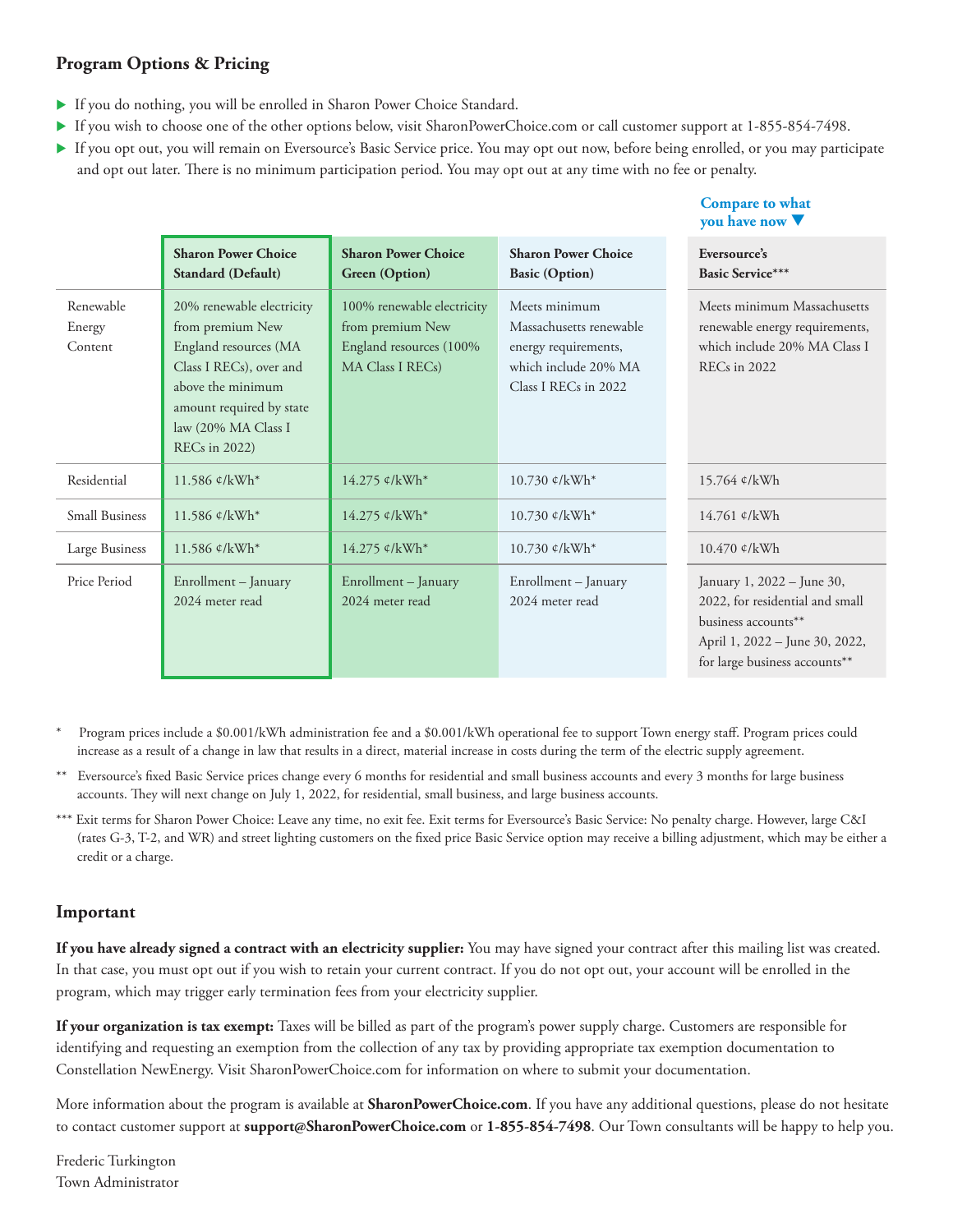## Program Options & Pricing

- If you do nothing, you will be enrolled in Sharon Power Choice Standard.
- If you wish to choose one of the other options below, visit SharonPowerChoice.com or call customer support at 1-855-854-7498.
- If you opt out, you will remain on Eversource's Basic Service price. You may opt out now, before being enrolled, or you may participate and opt out later. There is no minimum participation period. You may opt out at any time with no fee or penalty.

| | **Sharon Power Choice Standard (Default)** | **Sharon Power Choice Green (Option)** | **Sharon Power Choice Basic (Option)** | **Compare to what you have now ▼** **Eversource's Basic Service*** ** |
|---|---|---|---|---|
| Renewable Energy Content | 20% renewable electricity from premium New England resources (MA Class I RECs), over and above the minimum amount required by state law (20% MA Class I RECs in 2022) | 100% renewable electricity from premium New England resources (100% MA Class I RECs) | Meets minimum Massachusetts renewable energy requirements, which include 20% MA Class I RECs in 2022 | Meets minimum Massachusetts renewable energy requirements, which include 20% MA Class I RECs in 2022 |
| Residential | 11.586 ¢/kWh* | 14.275 ¢/kWh* | 10.730 ¢/kWh* | 15.764 ¢/kWh |
| Small Business | 11.586 ¢/kWh* | 14.275 ¢/kWh* | 10.730 ¢/kWh* | 14.761 ¢/kWh |
| Large Business | 11.586 ¢/kWh* | 14.275 ¢/kWh* | 10.730 ¢/kWh* | 10.470 ¢/kWh |
| Price Period | Enrollment – January 2024 meter read | Enrollment – January 2024 meter read | Enrollment – January 2024 meter read | January 1, 2022 – June 30, 2022, for residential and small business accounts** April 1, 2022 – June 30, 2022, for large business accounts** |

\* Program prices include a $0.001/kWh administration fee and a $0.001/kWh operational fee to support Town energy staff. Program prices could increase as a result of a change in law that results in a direct, material increase in costs during the term of the electric supply agreement.

** Eversource's fixed Basic Service prices change every 6 months for residential and small business accounts and every 3 months for large business accounts. They will next change on July 1, 2022, for residential, small business, and large business accounts.

*** Exit terms for Sharon Power Choice: Leave any time, no exit fee. Exit terms for Eversource's Basic Service: No penalty charge. However, large C&I (rates G-3, T-2, and WR) and street lighting customers on the fixed price Basic Service option may receive a billing adjustment, which may be either a credit or a charge.

## Important

**If you have already signed a contract with an electricity supplier:** You may have signed your contract after this mailing list was created. In that case, you must opt out if you wish to retain your current contract. If you do not opt out, your account will be enrolled in the program, which may trigger early termination fees from your electricity supplier.

**If your organization is tax exempt:** Taxes will be billed as part of the program's power supply charge. Customers are responsible for identifying and requesting an exemption from the collection of any tax by providing appropriate tax exemption documentation to Constellation NewEnergy. Visit SharonPowerChoice.com for information on where to submit your documentation.

More information about the program is available at **SharonPowerChoice.com**. If you have any additional questions, please do not hesitate to contact customer support at **support@SharonPowerChoice.com** or **1-855-854-7498**. Our Town consultants will be happy to help you.

Frederic Turkington
Town Administrator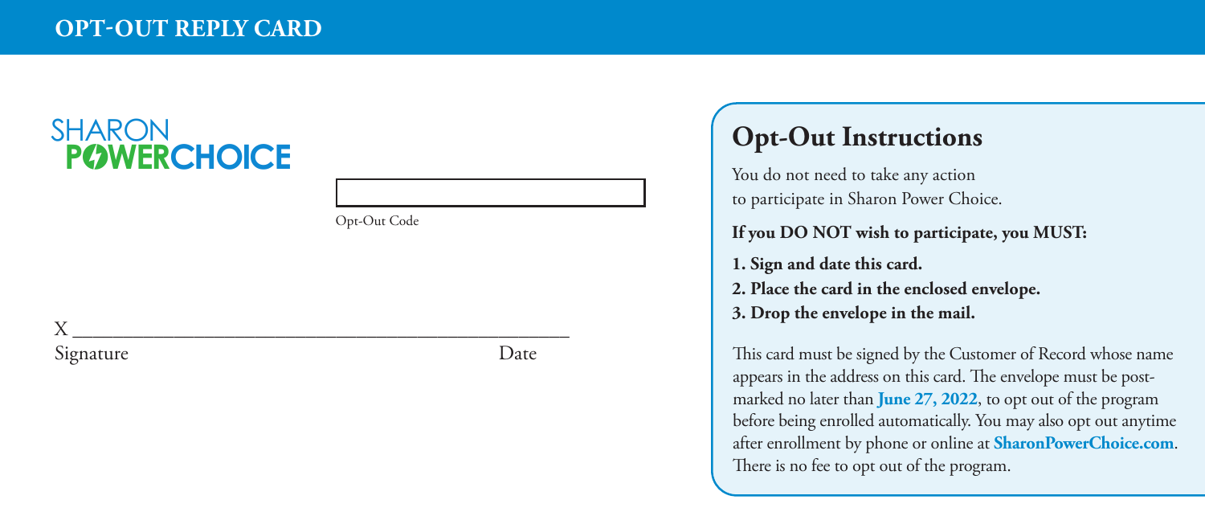# OPT-OUT REPLY CARD

SHARON POWERCHOICE

Opt-Out Code

X ______________________________________________

Signature Date

## Opt-Out Instructions

You do not need to take any action to participate in Sharon Power Choice.

**If you DO NOT wish to participate, you MUST:**

**1. Sign and date this card.**

**2. Place the card in the enclosed envelope.**

**3. Drop the envelope in the mail.**

This card must be signed by the Customer of Record whose name appears in the address on this card. The envelope must be post-marked no later than **June 27, 2022**, to opt out of the program before being enrolled automatically. You may also opt out anytime after enrollment by phone or online at **SharonPowerChoice.com**. There is no fee to opt out of the program.